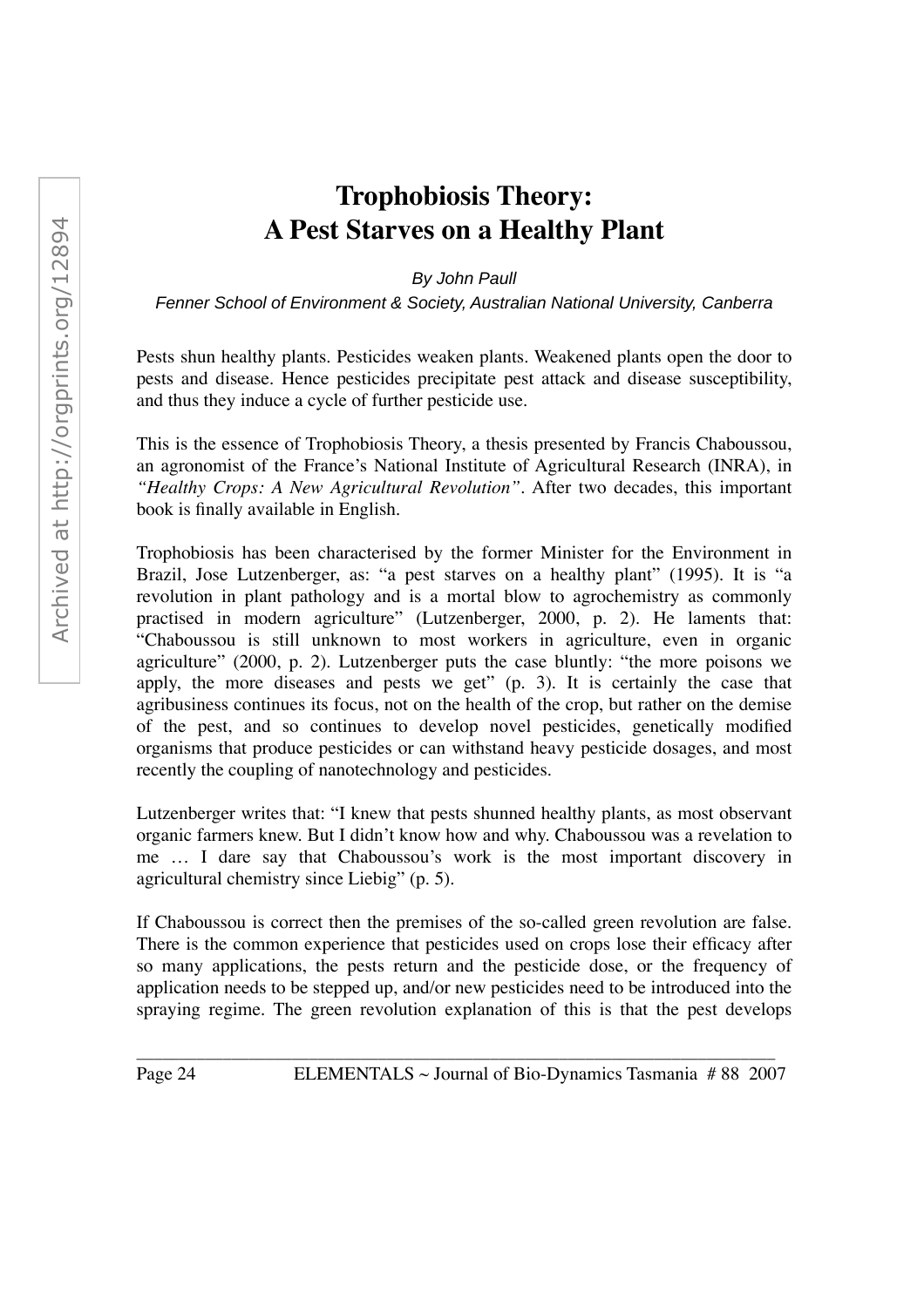# Trophobiosis Theory: A Pest Starves on a Healthy Plant

*By John Paull*

*Fenner School of Environment & Society, Australian National University, Canberra*

Pests shun healthy plants. Pesticides weaken plants. Weakened plants open the door to pests and disease. Hence pesticides precipitate pest attack and disease susceptibility, and thus they induce a cycle of further pesticide use.

This is the essence of Trophobiosis Theory, a thesis presented by Francis Chaboussou, an agronomist of the France's National Institute of Agricultural Research (INRA), in *"Healthy Crops: A New Agricultural Revolution"*. After two decades, this important book is finally available in English.

Trophobiosis has been characterised by the former Minister for the Environment in Brazil, Jose Lutzenberger, as: "a pest starves on a healthy plant" (1995). It is "a revolution in plant pathology and is a mortal blow to agrochemistry as commonly practised in modern agriculture" (Lutzenberger, 2000, p. 2). He laments that: "Chaboussou is still unknown to most workers in agriculture, even in organic agriculture" (2000, p. 2). Lutzenberger puts the case bluntly: "the more poisons we apply, the more diseases and pests we get" (p. 3). It is certainly the case that agribusiness continues its focus, not on the health of the crop, but rather on the demise of the pest, and so continues to develop novel pesticides, genetically modified organisms that produce pesticides or can withstand heavy pesticide dosages, and most recently the coupling of nanotechnology and pesticides.

Lutzenberger writes that: "I knew that pests shunned healthy plants, as most observant organic farmers knew. But I didn't know how and why. Chaboussou was a revelation to me … I dare say that Chaboussou's work is the most important discovery in agricultural chemistry since Liebig" (p. 5).

If Chaboussou is correct then the premises of the so-called green revolution are false. There is the common experience that pesticides used on crops lose their efficacy after so many applications, the pests return and the pesticide dose, or the frequency of application needs to be stepped up, and/or new pesticides need to be introduced into the spraying regime. The green revolution explanation of this is that the pest develops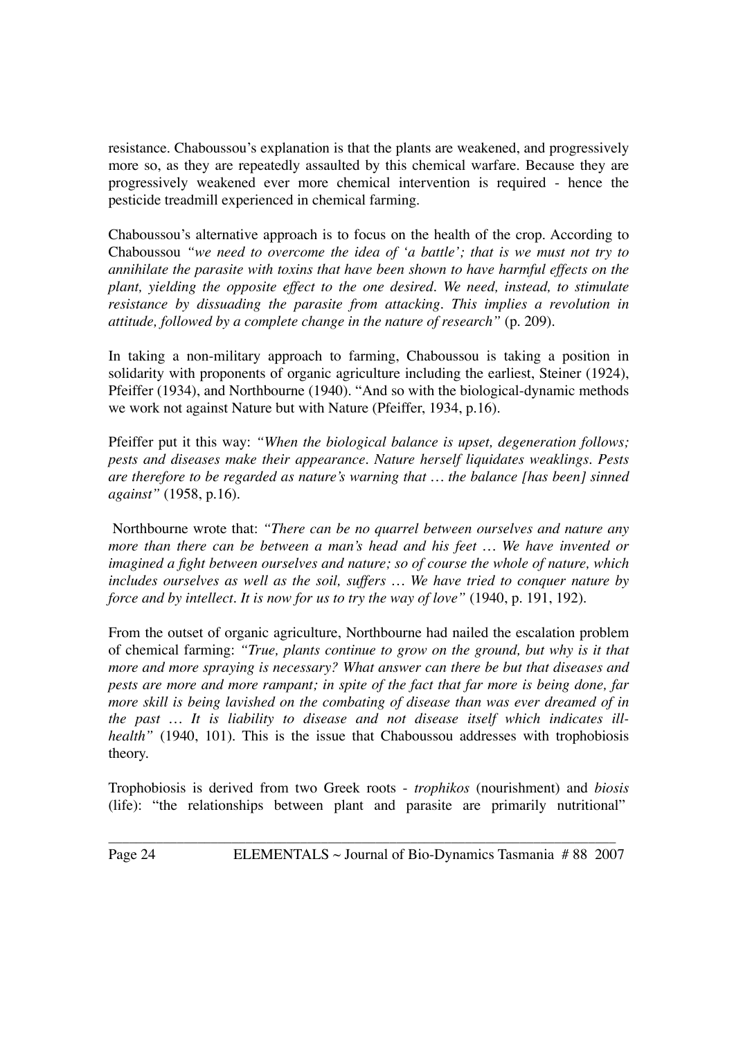resistance. Chaboussou's explanation is that the plants are weakened, and progressively more so, as they are repeatedly assaulted by this chemical warfare. Because they are progressively weakened ever more chemical intervention is required - hence the pesticide treadmill experienced in chemical farming.

Chaboussou's alternative approach is to focus on the health of the crop. According to Chaboussou *"we need to overcome the idea of 'a battle'; that is we must not try to annihilate the parasite with toxins that have been shown to have harmful effects on the plant, yielding the opposite effect to the one desired. We need, instead, to stimulate resistance by dissuading the parasite from attacking. This implies a revolution in attitude, followed by a complete change in the nature of research"* (p. 209).

In taking a non-military approach to farming, Chaboussou is taking a position in solidarity with proponents of organic agriculture including the earliest, Steiner (1924), Pfeiffer (1934), and Northbourne (1940). "And so with the biological-dynamic methods we work not against Nature but with Nature (Pfeiffer, 1934, p.16).

Pfeiffer put it this way: *"When the biological balance is upset, degeneration follows; pests and diseases make their appearance. Nature herself liquidates weaklings. Pests are therefore to be regarded as nature's warning that … the balance [has been] sinned against"* (1958, p.16).

Northbourne wrote that: *"There can be no quarrel between ourselves and nature any more than there can be between a man's head and his feet … We have invented or imagined a fight between ourselves and nature; so of course the whole of nature, which includes ourselves as well as the soil, suffers … We have tried to conquer nature by force and by intellect. It is now for us to try the way of love"* (1940, p. 191, 192).

From the outset of organic agriculture, Northbourne had nailed the escalation problem of chemical farming: *"True, plants continue to grow on the ground, but why is it that more and more spraying is necessary? What answer can there be but that diseases and pests are more and more rampant; in spite of the fact that far more is being done, far more skill is being lavished on the combating of disease than was ever dreamed of in the past … It is liability to disease and not disease itself which indicates ill-health"* (1940, 101). This is the issue that Chaboussou addresses with trophobiosis theory.

Trophobiosis is derived from two Greek roots - *trophikos* (nourishment) and *biosis* (life): "the relationships between plant and parasite are primarily nutritional"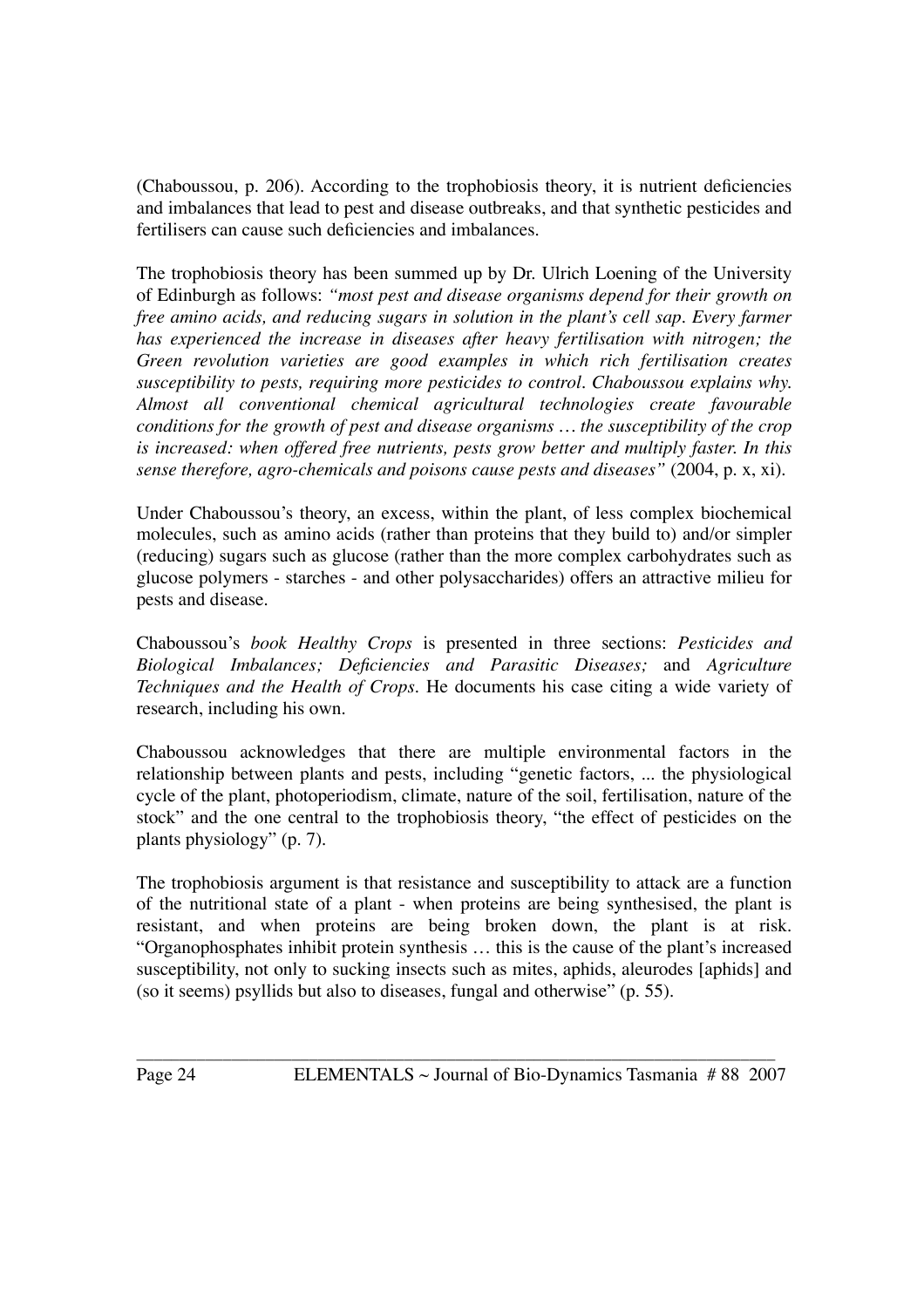(Chaboussou, p. 206). According to the trophobiosis theory, it is nutrient deficiencies and imbalances that lead to pest and disease outbreaks, and that synthetic pesticides and fertilisers can cause such deficiencies and imbalances.

The trophobiosis theory has been summed up by Dr. Ulrich Loening of the University of Edinburgh as follows: *"most pest and disease organisms depend for their growth on free amino acids, and reducing sugars in solution in the plant's cell sap. Every farmer has experienced the increase in diseases after heavy fertilisation with nitrogen; the Green revolution varieties are good examples in which rich fertilisation creates susceptibility to pests, requiring more pesticides to control. Chaboussou explains why. Almost all conventional chemical agricultural technologies create favourable conditions for the growth of pest and disease organisms … the susceptibility of the crop is increased: when offered free nutrients, pests grow better and multiply faster. In this sense therefore, agro-chemicals and poisons cause pests and diseases"* (2004, p. x, xi).

Under Chaboussou's theory, an excess, within the plant, of less complex biochemical molecules, such as amino acids (rather than proteins that they build to) and/or simpler (reducing) sugars such as glucose (rather than the more complex carbohydrates such as glucose polymers - starches - and other polysaccharides) offers an attractive milieu for pests and disease.

Chaboussou's *book Healthy Crops* is presented in three sections: *Pesticides and Biological Imbalances; Deficiencies and Parasitic Diseases;* and *Agriculture Techniques and the Health of Crops*. He documents his case citing a wide variety of research, including his own.

Chaboussou acknowledges that there are multiple environmental factors in the relationship between plants and pests, including "genetic factors, ... the physiological cycle of the plant, photoperiodism, climate, nature of the soil, fertilisation, nature of the stock" and the one central to the trophobiosis theory, "the effect of pesticides on the plants physiology" (p. 7).

The trophobiosis argument is that resistance and susceptibility to attack are a function of the nutritional state of a plant - when proteins are being synthesised, the plant is resistant, and when proteins are being broken down, the plant is at risk. "Organophosphates inhibit protein synthesis … this is the cause of the plant's increased susceptibility, not only to sucking insects such as mites, aphids, aleurodes [aphids] and (so it seems) psyllids but also to diseases, fungal and otherwise" (p. 55).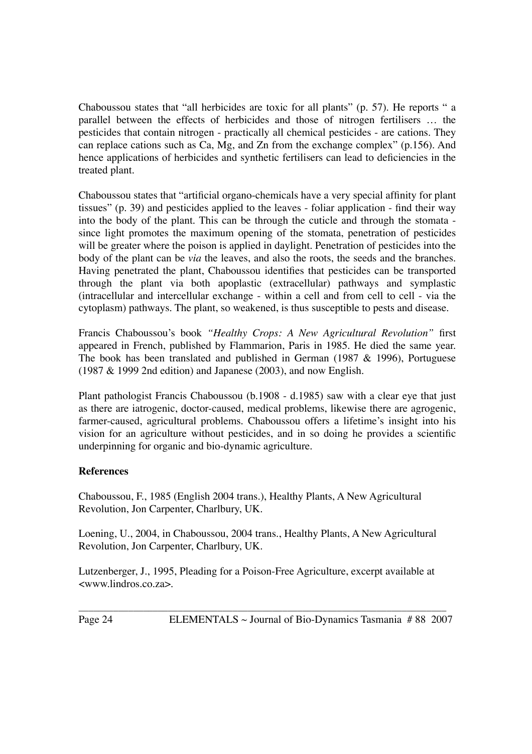Chaboussou states that "all herbicides are toxic for all plants" (p. 57). He reports " a parallel between the effects of herbicides and those of nitrogen fertilisers … the pesticides that contain nitrogen - practically all chemical pesticides - are cations. They can replace cations such as Ca, Mg, and Zn from the exchange complex" (p.156). And hence applications of herbicides and synthetic fertilisers can lead to deficiencies in the treated plant.

Chaboussou states that "artificial organo-chemicals have a very special affinity for plant tissues" (p. 39) and pesticides applied to the leaves - foliar application - find their way into the body of the plant. This can be through the cuticle and through the stomata - since light promotes the maximum opening of the stomata, penetration of pesticides will be greater where the poison is applied in daylight. Penetration of pesticides into the body of the plant can be *via* the leaves, and also the roots, the seeds and the branches. Having penetrated the plant, Chaboussou identifies that pesticides can be transported through the plant via both apoplastic (extracellular) pathways and symplastic (intracellular and intercellular exchange - within a cell and from cell to cell - via the cytoplasm) pathways. The plant, so weakened, is thus susceptible to pests and disease.

Francis Chaboussou's book *"Healthy Crops: A New Agricultural Revolution"* first appeared in French, published by Flammarion, Paris in 1985. He died the same year. The book has been translated and published in German (1987 & 1996), Portuguese (1987 & 1999 2nd edition) and Japanese (2003), and now English.

Plant pathologist Francis Chaboussou (b.1908 - d.1985) saw with a clear eye that just as there are iatrogenic, doctor-caused, medical problems, likewise there are agrogenic, farmer-caused, agricultural problems. Chaboussou offers a lifetime's insight into his vision for an agriculture without pesticides, and in so doing he provides a scientific underpinning for organic and bio-dynamic agriculture.

**References**

Chaboussou, F., 1985 (English 2004 trans.), Healthy Plants, A New Agricultural Revolution, Jon Carpenter, Charlbury, UK.

Loening, U., 2004, in Chaboussou, 2004 trans., Healthy Plants, A New Agricultural Revolution, Jon Carpenter, Charlbury, UK.

Lutzenberger, J., 1995, Pleading for a Poison-Free Agriculture, excerpt available at <www.lindros.co.za>.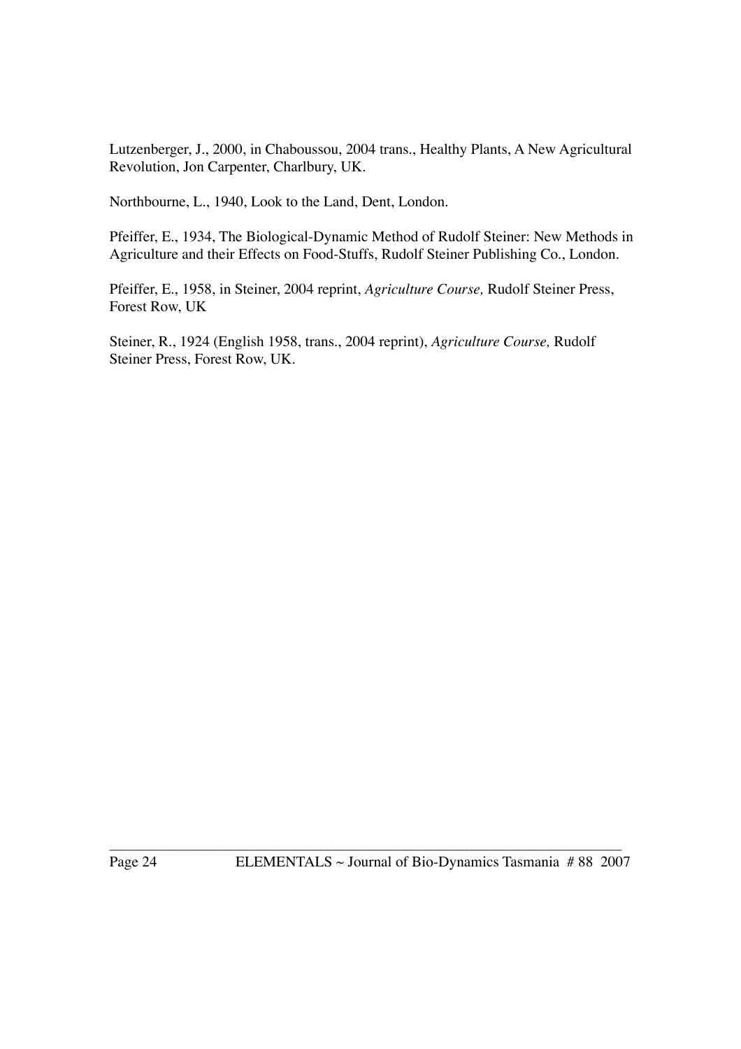Lutzenberger, J., 2000, in Chaboussou, 2004 trans., Healthy Plants, A New Agricultural Revolution, Jon Carpenter, Charlbury, UK.

Northbourne, L., 1940, Look to the Land, Dent, London.

Pfeiffer, E., 1934, The Biological-Dynamic Method of Rudolf Steiner: New Methods in Agriculture and their Effects on Food-Stuffs, Rudolf Steiner Publishing Co., London.

Pfeiffer, E., 1958, in Steiner, 2004 reprint, *Agriculture Course,* Rudolf Steiner Press, Forest Row, UK

Steiner, R., 1924 (English 1958, trans., 2004 reprint), *Agriculture Course,* Rudolf Steiner Press, Forest Row, UK.